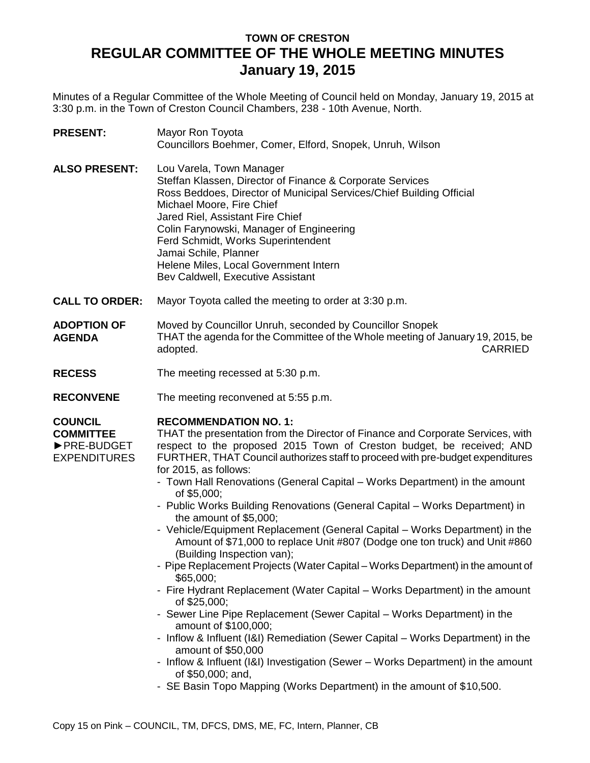# TOWN OF CRESTON
# REGULAR COMMITTEE OF THE WHOLE MEETING MINUTES
# January 19, 2015

Minutes of a Regular Committee of the Whole Meeting of Council held on Monday, January 19, 2015 at 3:30 p.m. in the Town of Creston Council Chambers, 238 - 10th Avenue, North.

**PRESENT:** Mayor Ron Toyota
Councillors Boehmer, Comer, Elford, Snopek, Unruh, Wilson

**ALSO PRESENT:** Lou Varela, Town Manager
Steffan Klassen, Director of Finance & Corporate Services
Ross Beddoes, Director of Municipal Services/Chief Building Official
Michael Moore, Fire Chief
Jared Riel, Assistant Fire Chief
Colin Farynowski, Manager of Engineering
Ferd Schmidt, Works Superintendent
Jamai Schile, Planner
Helene Miles, Local Government Intern
Bev Caldwell, Executive Assistant

**CALL TO ORDER:** Mayor Toyota called the meeting to order at 3:30 p.m.

**ADOPTION OF AGENDA** Moved by Councillor Unruh, seconded by Councillor Snopek
THAT the agenda for the Committee of the Whole meeting of January 19, 2015, be adopted. CARRIED

**RECESS** The meeting recessed at 5:30 p.m.

**RECONVENE** The meeting reconvened at 5:55 p.m.

**COUNCIL COMMITTEE**
►PRE-BUDGET EXPENDITURES

**RECOMMENDATION NO. 1:**
THAT the presentation from the Director of Finance and Corporate Services, with respect to the proposed 2015 Town of Creston budget, be received; AND FURTHER, THAT Council authorizes staff to proceed with pre-budget expenditures for 2015, as follows:

- Town Hall Renovations (General Capital – Works Department) in the amount of $5,000;
- Public Works Building Renovations (General Capital – Works Department) in the amount of $5,000;
- Vehicle/Equipment Replacement (General Capital – Works Department) in the Amount of $71,000 to replace Unit #807 (Dodge one ton truck) and Unit #860 (Building Inspection van);
- Pipe Replacement Projects (Water Capital – Works Department) in the amount of $65,000;
- Fire Hydrant Replacement (Water Capital – Works Department) in the amount of $25,000;
- Sewer Line Pipe Replacement (Sewer Capital – Works Department) in the amount of $100,000;
- Inflow & Influent (I&I) Remediation (Sewer Capital – Works Department) in the amount of $50,000
- Inflow & Influent (I&I) Investigation (Sewer – Works Department) in the amount of $50,000; and,
- SE Basin Topo Mapping (Works Department) in the amount of $10,500.

Copy 15 on Pink – COUNCIL, TM, DFCS, DMS, ME, FC, Intern, Planner, CB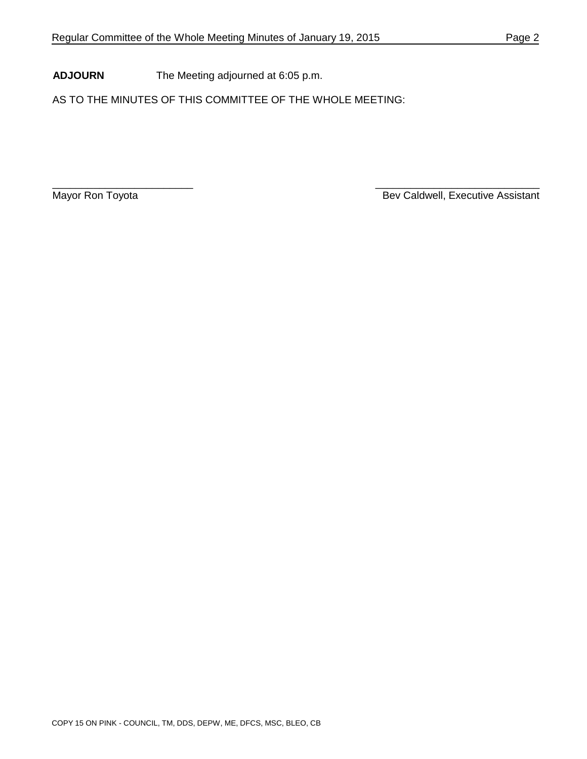**ADJOURN** The Meeting adjourned at 6:05 p.m.

AS TO THE MINUTES OF THIS COMMITTEE OF THE WHOLE MEETING:

| | |
|---|---|
| \_\_\_\_\_\_\_\_\_\_\_\_\_\_\_\_\_\_\_\_\_\_\_\_\_ | \_\_\_\_\_\_\_\_\_\_\_\_\_\_\_\_\_\_\_\_\_\_\_\_\_\_\_\_\_\_ |
| Mayor Ron Toyota | Bev Caldwell, Executive Assistant |

COPY 15 ON PINK - COUNCIL, TM, DDS, DEPW, ME, DFCS, MSC, BLEO, CB